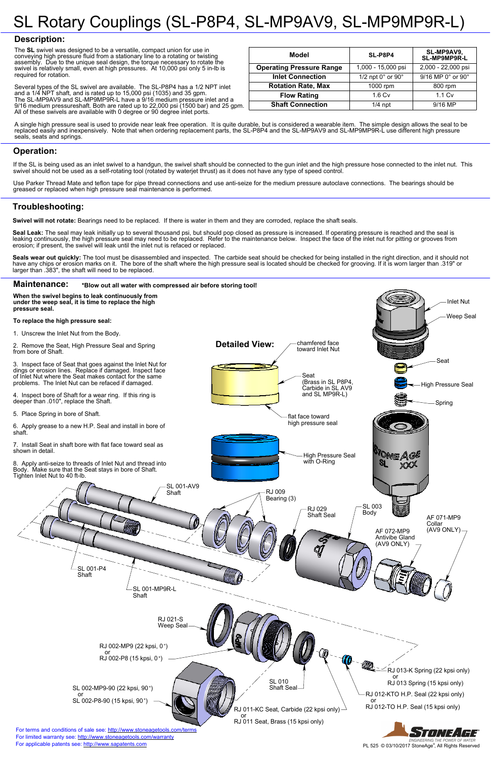# SL Rotary Couplings (SL-P8P4, SL-MP9AV9, SL-MP9MP9R-L)

## Description:

The **SL** swivel was designed to be a versatile, compact union for use in conveying high pressure fluid from a stationary line to a rotating or twisting assembly. Due to the unique seal design, the torque necessary to rotate the swivel is relatively small, even at high pressures. At 10,000 psi only 5 in-lb is required for rotation.

Several types of the SL swivel are available. The SL-P8P4 has a 1/2 NPT inlet and a 1/4 NPT shaft, and is rated up to 15,000 psi (1035) and 35 gpm. The SL-MP9AV9 and SL-MP9MP9R-L have a 9/16 medium pressure inlet and a 9/16 medium pressureshaft. Both are rated up to 22,000 psi (1500 bar) and 25 gpm. All of these swivels are available with 0 degree or 90 degree inlet ports.

| Model | SL-P8P4 | SL-MP9AV9, SL-MP9MP9R-L |
|---|---|---|
| Operating Pressure Range | 1,000 - 15,000 psi | 2,000 - 22,000 psi |
| Inlet Connection | 1/2 npt 0° or 90° | 9/16 MP 0° or 90° |
| Rotation Rate, Max | 1000 rpm | 800 rpm |
| Flow Rating | 1.6 Cv | 1.1 Cv |
| Shaft Connection | 1/4 npt | 9/16 MP |

A single high pressure seal is used to provide near leak free operation. It is quite durable, but is considered a wearable item. The simple design allows the seal to be replaced easily and inexpensively. Note that when ordering replacement parts, the SL-P8P4 and the SL-MP9AV9 and SL-MP9MP9R-L use different high pressure seals, seats and springs.

## Operation:

If the SL is being used as an inlet swivel to a handgun, the swivel shaft should be connected to the gun inlet and the high pressure hose connected to the inlet nut. This swivel should not be used as a self-rotating tool (rotated by waterjet thrust) as it does not have any type of speed control.

Use Parker Thread Mate and teflon tape for pipe thread connections and use anti-seize for the medium pressure autoclave connections. The bearings should be greased or replaced when high pressure seal maintenance is performed.

## Troubleshooting:

**Swivel will not rotate:** Bearings need to be replaced. If there is water in them and they are corroded, replace the shaft seals.

**Seal Leak:** The seal may leak initially up to several thousand psi, but should pop closed as pressure is increased. If operating pressure is reached and the seal is leaking continuously, the high pressure seal may need to be replaced. Refer to the maintenance below. Inspect the face of the inlet nut for pitting or grooves from erosion; if present, the swivel will leak until the inlet nut is refaced or replaced.

**Seals wear out quickly:** The tool must be disassembled and inspected. The carbide seat should be checked for being installed in the right direction, and it should not have any chips or erosion marks on it. The bore of the shaft where the high pressure seal is located should be checked for grooving. If it is worn larger than .319" or larger than .383", the shaft will need to be replaced.

## Maintenance:

**\*Blow out all water with compressed air before storing tool!**

**When the swivel begins to leak continuously from under the weep seal, it is time to replace the high pressure seal.**

**To replace the high pressure seal:**

1. Unscrew the Inlet Nut from the Body.
2. Remove the Seat, High Pressure Seal and Spring from bore of Shaft.
3. Inspect face of Seat that goes against the Inlet Nut for dings or erosion lines. Replace if damaged. Inspect face of Inlet Nut where the Seat makes contact for the same problems. The Inlet Nut can be refaced if damaged.
4. Inspect bore of Shaft for a wear ring. If this ring is deeper than .010", replace the Shaft.
5. Place Spring in bore of Shaft.
6. Apply grease to a new H.P. Seal and install in bore of shaft.
7. Install Seat in shaft bore with flat face toward seal as shown in detail.
8. Apply anti-seize to threads of Inlet Nut and thread into Body. Make sure that the Seat stays in bore of Shaft. Tighten Inlet Nut to 40 ft-lb.

**Detailed View:**

- chamfered face toward Inlet Nut
- Seat (Brass in SL P8P4, Carbide in SL AV9 and SL MP9R-L)
- flat face toward high pressure seal
- High Pressure Seal with O-Ring

Inlet Nut, Weep Seal, Seat, High Pressure Seal, Spring

SL 001-AV9 Shaft; SL 001-P4 Shaft; SL 001-MP9R-L Shaft; RJ 009 Bearing (3); RJ 029 Shaft Seal; SL 003 Body; AF 072-MP9 Antivibe Gland (AV9 ONLY); AF 071-MP9 Collar (AV9 ONLY)

RJ 021-S Weep Seal; RJ 002-MP9 (22 kpsi, 0°) or RJ 002-P8 (15 kpsi, 0°); SL 002-MP9-90 (22 kpsi, 90°) or SL 002-P8-90 (15 kpsi, 90°); SL 010 Shaft Seal; RJ 011-KC Seat, Carbide (22 kpsi only) or RJ 011 Seat, Brass (15 kpsi only); RJ 012-KTO H.P. Seal (22 kpsi only) or RJ 012-TO H.P. Seal (15 kpsi only); RJ 013-K Spring (22 kpsi only) or RJ 013 Spring (15 kpsi only)

For terms and conditions of sale see: http://www.stoneagetools.com/terms
For limited warranty see: http://www.stoneagetools.com/warranty
For applicable patents see: http://www.sapatents.com

PL 525 © 03/10/2017 StoneAge®, All Rights Reserved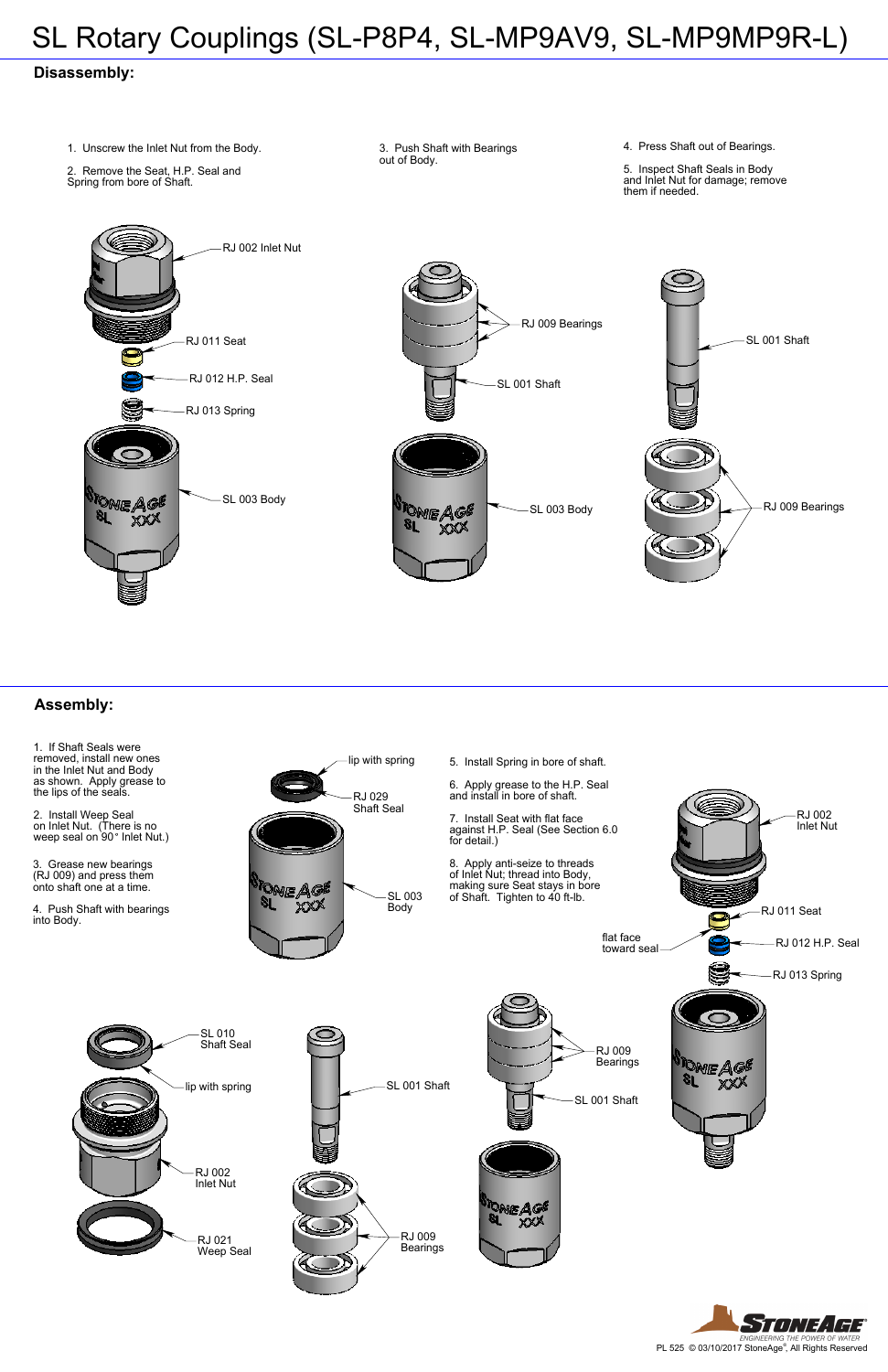# SL Rotary Couplings (SL-P8P4, SL-MP9AV9, SL-MP9MP9R-L)

## Disassembly:

1. Unscrew the Inlet Nut from the Body.
2. Remove the Seat, H.P. Seal and Spring from bore of Shaft.
3. Push Shaft with Bearings out of Body.
4. Press Shaft out of Bearings.
5. Inspect Shaft Seals in Body and Inlet Nut for damage; remove them if needed.

RJ 002 Inlet Nut

RJ 011 Seat

RJ 012 H.P. Seal

RJ 013 Spring

SL 003 Body

RJ 009 Bearings

SL 001 Shaft

SL 003 Body

SL 001 Shaft

RJ 009 Bearings

## Assembly:

1. If Shaft Seals were removed, install new ones in the Inlet Nut and Body as shown. Apply grease to the lips of the seals.
2. Install Weep Seal on Inlet Nut. (There is no weep seal on 90° Inlet Nut.)
3. Grease new bearings (RJ 009) and press them onto shaft one at a time.
4. Push Shaft with bearings into Body.
5. Install Spring in bore of shaft.
6. Apply grease to the H.P. Seal and install in bore of shaft.
7. Install Seat with flat face against H.P. Seal (See Section 6.0 for detail.)
8. Apply anti-seize to threads of Inlet Nut; thread into Body, making sure Seat stays in bore of Shaft. Tighten to 40 ft-lb.

lip with spring

RJ 029 Shaft Seal

SL 003 Body

SL 010 Shaft Seal

lip with spring

RJ 002 Inlet Nut

RJ 021 Weep Seal

SL 001 Shaft

RJ 009 Bearings

RJ 009 Bearings

SL 001 Shaft

RJ 002 Inlet Nut

RJ 011 Seat

flat face toward seal

RJ 012 H.P. Seal

RJ 013 Spring

PL 525 © 03/10/2017 StoneAge®, All Rights Reserved